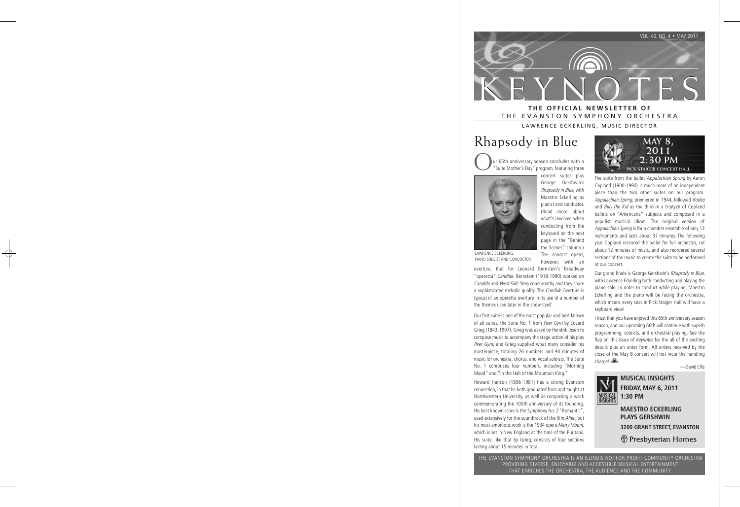VOL. 42, NO. 4 • MAY 2011

# KEYNOTES

**THE OFFICIAL NEWSLETTER OF**
THE EVANSTON SYMPHONY ORCHESTRA

LAWRENCE ECKERLING, MUSIC DIRECTOR

## Rhapsody in Blue

Our 65th anniversary season concludes with a "Suite Mother's Day" program, featuring three concert suites plus George Gershwin's *Rhapsody in Blue*, with Maestro Eckerling as pianist and conductor. (Read more about what's involved when conducting from the keyboard on the next page in the "Behind the Scenes" column.) The concert opens, however, with an overture, that for Leonard Bernstein's Broadway "operetta" *Candide*. Bernstein (1918-1990) worked on *Candide* and *West Side Story* concurrently and they share a sophisticated melodic quality. The *Candide* Overture is typical of an operetta overture in its use of a number of the themes used later in the show itself.

LAWRENCE ECKERLING, PIANO SOLOIST AND CONDUCTOR

Our first suite is one of the most popular and best known of all suites, the Suite No. 1 from *Peer Gynt* by Edvard Grieg (1843-1907). Grieg was asked by Hendrik Ibsen to compose music to accompany the stage action of his play *Peer Gynt*, and Grieg supplied what many consider his masterpiece, totaling 26 numbers and 90 minutes of music for orchestra, chorus, and vocal soloists. The Suite No. 1 comprises four numbers, including "Morning Mood" and "In the Hall of the Mountain King."

Howard Hanson (1896-1981) has a strong Evanston connection, in that he both graduated from and taught at Northwestern University, as well as composing a work commemorating the 100th anniversary of its founding. His best known score is the Symphony No. 2 "Romantic", used extensively for the soundtrack of the film *Alien*, but his most ambitious work is the 1934 opera *Merry Mount*, which is set in New England at the time of the Puritans. His suite, like that by Grieg, consists of four sections lasting about 15 minutes in total.

**MAY 8, 2011**
**2:30 PM**
PICK-STAIGER CONCERT HALL

The suite from the ballet *Appalachian Spring* by Aaron Copland (1900-1990) is much more of an independent piece than the two other suites on our program. *Appalachian Spring*, premiered in 1944, followed *Rodeo* and *Billy the Kid* as the third in a triptych of Copland ballets on "Americana" subjects and composed in a populist musical idiom. The original version of *Appalachian Spring* is for a chamber ensemble of only 13 instruments and lasts about 37 minutes. The following year Copland rescored the ballet for full orchestra, cut about 12 minutes of music, and also reordered several sections of the music to create the suite to be performed at our concert.

Our grand finale is George Gershwin's *Rhapsody in Blue*, with Lawrence Eckerling both conducting and playing the piano solo. In order to conduct while playing, Maestro Eckerling and the piano will be facing the orchestra, which means every seat in Pick-Staiger Hall will have a keyboard view!

I trust that you have enjoyed this 65th anniversary season season, and our upcoming 66th will continue with superb programming, soloists, and orchestral playing. See the flap on this issue of *Keynotes* for the all of the exciting details plus an order form. All orders received by the close of the May 8 concert will not incur the handling charge!

—David Ellis

**MUSICAL INSIGHTS**
**FRIDAY, MAY 6, 2011**
**1:30 PM**

**MAESTRO ECKERLING PLAYS GERSHWIN**

**3200 GRANT STREET, EVANSTON**

Presbyterian Homes

THE EVANSTON SYMPHONY ORCHESTRA IS AN ILLINOIS NOT-FOR-PROFIT COMMUNITY ORCHESTRA PROVIDING DIVERSE, ENJOYABLE AND ACCESSIBLE MUSICAL ENTERTAINMENT THAT ENRICHES THE ORCHESTRA, THE AUDIENCE AND THE COMMUNITY.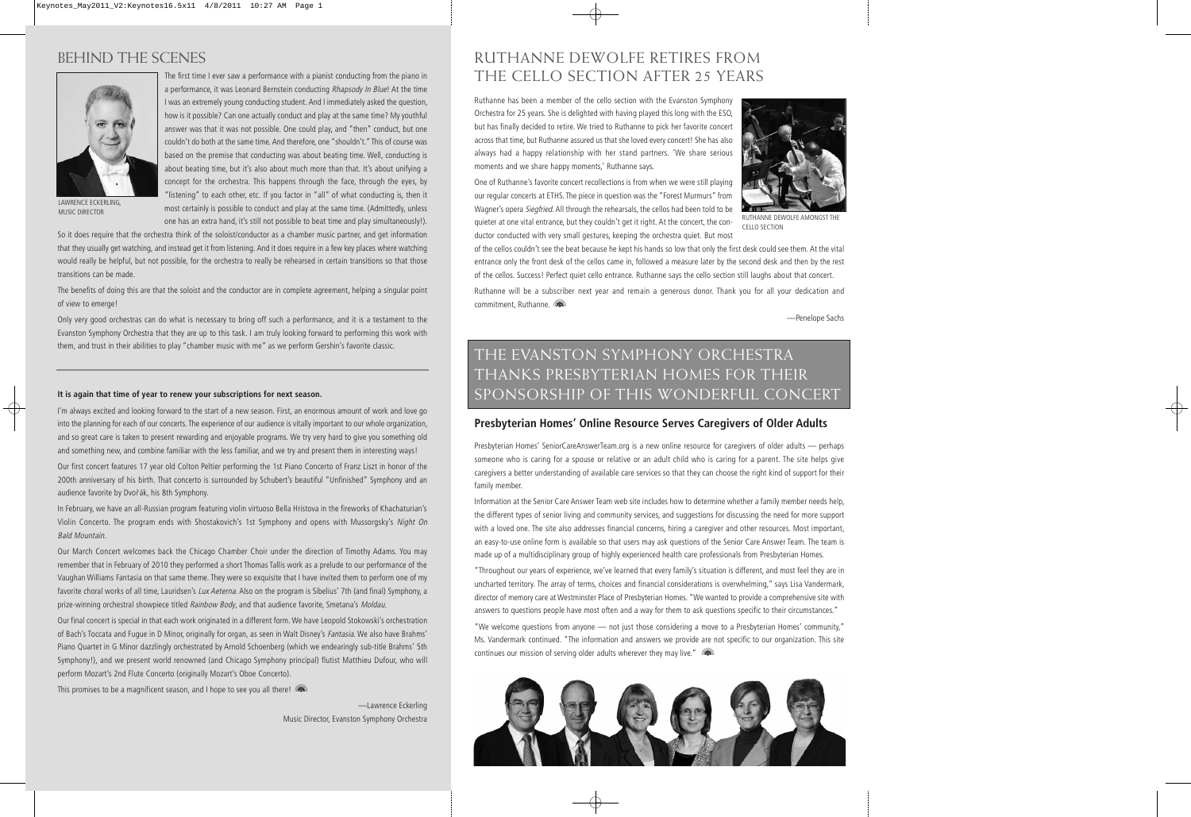## BEHIND THE SCENES

LAWRENCE ECKERLING, MUSIC DIRECTOR

The first time I ever saw a performance with a pianist conducting from the piano in a performance, it was Leonard Bernstein conducting *Rhapsody In Blue*! At the time I was an extremely young conducting student. And I immediately asked the question, how is it possible? Can one actually conduct and play at the same time? My youthful answer was that it was not possible. One could play, and "then" conduct, but one couldn't do both at the same time. And therefore, one "shouldn't." This of course was based on the premise that conducting was about beating time. Well, conducting is about beating time, but it's also about much more than that. It's about unifying a concept for the orchestra. This happens through the face, through the eyes, by "listening" to each other, etc. If you factor in "all" of what conducting is, then it most certainly is possible to conduct and play at the same time. (Admittedly, unless one has an extra hand, it's still not possible to beat time and play simultaneously!).

So it does require that the orchestra think of the soloist/conductor as a chamber music partner, and get information that they usually get watching, and instead get it from listening. And it does require in a few key places where watching would really be helpful, but not possible, for the orchestra to really be rehearsed in certain transitions so that those transitions can be made.

The benefits of doing this are that the soloist and the conductor are in complete agreement, helping a singular point of view to emerge!

Only very good orchestras can do what is necessary to bring off such a performance, and it is a testament to the Evanston Symphony Orchestra that they are up to this task. I am truly looking forward to performing this work with them, and trust in their abilities to play "chamber music with me" as we perform Gershin's favorite classic.

---

**It is again that time of year to renew your subscriptions for next season.**

I'm always excited and looking forward to the start of a new season. First, an enormous amount of work and love go into the planning for each of our concerts. The experience of our audience is vitally important to our whole organization, and so great care is taken to present rewarding and enjoyable programs. We try very hard to give you something old and something new, and combine familiar with the less familiar, and we try and present them in interesting ways!

Our first concert features 17 year old Colton Peltier performing the 1st Piano Concerto of Franz Liszt in honor of the 200th anniversary of his birth. That concerto is surrounded by Schubert's beautiful "Unfinished" Symphony and an audience favorite by Dvořák, his 8th Symphony.

In February, we have an all-Russian program featuring violin virtuoso Bella Hristova in the fireworks of Khachaturian's Violin Concerto. The program ends with Shostakovich's 1st Symphony and opens with Mussorgsky's *Night On Bald Mountain*.

Our March Concert welcomes back the Chicago Chamber Choir under the direction of Timothy Adams. You may remember that in February of 2010 they performed a short Thomas Tallis work as a prelude to our performance of the Vaughan Williams Fantasia on that same theme. They were so exquisite that I have invited them to perform one of my favorite choral works of all time, Lauridsen's *Lux Aeterna*. Also on the program is Sibelius' 7th (and final) Symphony, a prize-winning orchestral showpiece titled *Rainbow Body*, and that audience favorite, Smetana's *Moldau*.

Our final concert is special in that each work originated in a different form. We have Leopold Stokowski's orchestration of Bach's Toccata and Fugue in D Minor, originally for organ, as seen in Walt Disney's *Fantasia*. We also have Brahms' Piano Quartet in G Minor dazzlingly orchestrated by Arnold Schoenberg (which we endearingly sub-title Brahms' 5th Symphony!), and we present world renowned (and Chicago Symphony principal) flutist Matthieu Dufour, who will perform Mozart's 2nd Flute Concerto (originally Mozart's Oboe Concerto).

This promises to be a magnificent season, and I hope to see you all there!

—Lawrence Eckerling
Music Director, Evanston Symphony Orchestra

## RUTHANNE DEWOLFE RETIRES FROM THE CELLO SECTION AFTER 25 YEARS

Ruthanne has been a member of the cello section with the Evanston Symphony Orchestra for 25 years. She is delighted with having played this long with the ESO, but has finally decided to retire. We tried to Ruthanne to pick her favorite concert across that time, but Ruthanne assured us that she loved every concert! She has also always had a happy relationship with her stand partners. 'We share serious moments and we share happy moments,' Ruthanne says.

RUTHANNE DEWOLFE AMONGST THE CELLO SECTION

One of Ruthanne's favorite concert recollections is from when we were still playing our regular concerts at ETHS. The piece in question was the "Forest Murmurs" from Wagner's opera *Siegfried*. All through the rehearsals, the cellos had been told to be quieter at one vital entrance, but they couldn't get it right. At the concert, the conductor conducted with very small gestures, keeping the orchestra quiet. But most of the cellos couldn't see the beat because he kept his hands so low that only the first desk could see them. At the vital entrance only the front desk of the cellos came in, followed a measure later by the second desk and then by the rest of the cellos. Success! Perfect quiet cello entrance. Ruthanne says the cello section still laughs about that concert.

Ruthanne will be a subscriber next year and remain a generous donor. Thank you for all your dedication and commitment, Ruthanne.

—Penelope Sachs

## THE EVANSTON SYMPHONY ORCHESTRA THANKS PRESBYTERIAN HOMES FOR THEIR SPONSORSHIP OF THIS WONDERFUL CONCERT

### Presbyterian Homes' Online Resource Serves Caregivers of Older Adults

Presbyterian Homes' SeniorCareAnswerTeam.org is a new online resource for caregivers of older adults — perhaps someone who is caring for a spouse or relative or an adult child who is caring for a parent. The site helps give caregivers a better understanding of available care services so that they can choose the right kind of support for their family member.

Information at the Senior Care Answer Team web site includes how to determine whether a family member needs help, the different types of senior living and community services, and suggestions for discussing the need for more support with a loved one. The site also addresses financial concerns, hiring a caregiver and other resources. Most important, an easy-to-use online form is available so that users may ask questions of the Senior Care Answer Team. The team is made up of a multidisciplinary group of highly experienced health care professionals from Presbyterian Homes.

"Throughout our years of experience, we've learned that every family's situation is different, and most feel they are in uncharted territory. The array of terms, choices and financial considerations is overwhelming," says Lisa Vandermark, director of memory care at Westminster Place of Presbyterian Homes. "We wanted to provide a comprehensive site with answers to questions people have most often and a way for them to ask questions specific to their circumstances."

"We welcome questions from anyone — not just those considering a move to a Presbyterian Homes' community," Ms. Vandermark continued. "The information and answers we provide are not specific to our organization. This site continues our mission of serving older adults wherever they may live."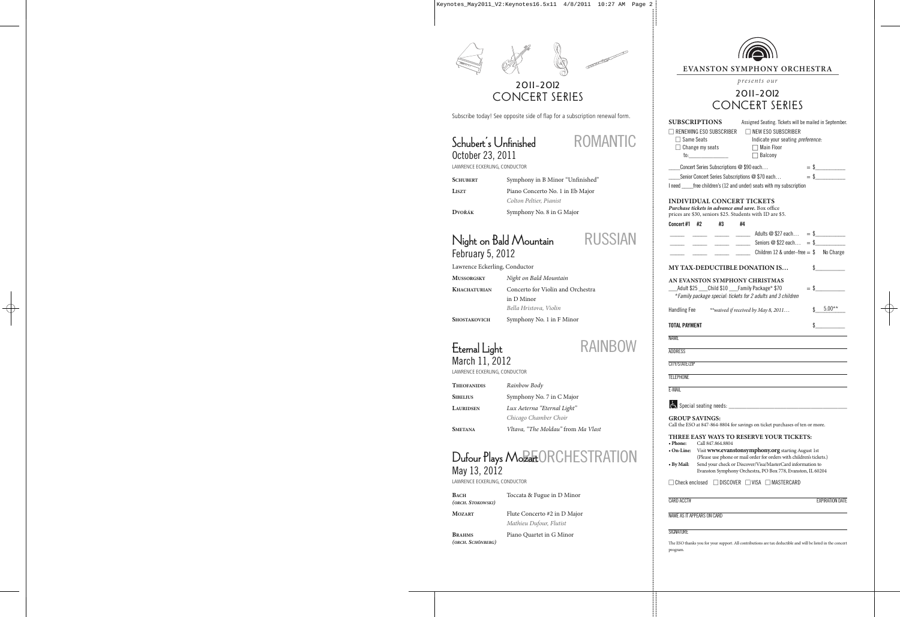## 2011-2012 CONCERT SERIES

Subscribe today! See opposite side of flap for a subscription renewal form.

### Schubert's Unfinished — ROMANTIC
October 23, 2011

LAWRENCE ECKERLING, CONDUCTOR

| | |
|---|---|
| **SCHUBERT** | Symphony in B Minor "Unfinished" |
| **LISZT** | Piano Concerto No. 1 in Eb Major<br>*Colton Peltier, Pianist* |
| **DVOŘÁK** | Symphony No. 8 in G Major |

### Night on Bald Mountain — RUSSIAN
February 5, 2012

Lawrence Eckerling, Conductor

| | |
|---|---|
| **MUSSORGSKY** | *Night on Bald Mountain* |
| **KHACHATURIAN** | Concerto for Violin and Orchestra in D Minor<br>*Bella Hristova, Violin* |
| **SHOSTAKOVICH** | Symphony No. 1 in F Minor |

### Eternal Light — RAINBOW
March 11, 2012

LAWRENCE ECKERLING, CONDUCTOR

| | |
|---|---|
| **THEOFANIDIS** | *Rainbow Body* |
| **SIBELIUS** | Symphony No. 7 in C Major |
| **LAURIDSEN** | *Lux Aeterna "Eternal Light"*<br>*Chicago Chamber Choir* |
| **SMETANA** | *Vltava, "The Moldau"* from *Ma Vlast* |

### Dufour Plays Mozart — REORCHESTRATION
May 13, 2012

LAWRENCE ECKERLING, CONDUCTOR

| | |
|---|---|
| **BACH** *(ORCH. STOKOWSKI)* | Toccata & Fugue in D Minor |
| **MOZART** | Flute Concerto #2 in D Major<br>*Mathieu Dufour, Flutist* |
| **BRAHMS** *(ORCH. SCHÖNBERG)* | Piano Quartet in G Minor |

---

## EVANSTON SYMPHONY ORCHESTRA

*presents our*

## 2011-2012 CONCERT SERIES

**SUBSCRIPTIONS** Assigned Seating. Tickets will be mailed in September.

☐ RENEWING ESO SUBSCRIBER
- ☐ Same Seats
- ☐ Change my seats to:_______________

☐ NEW ESO SUBSCRIBER
- Indicate your seating *preference:*
- ☐ Main Floor
- ☐ Balcony

____Concert Series Subscriptions @ $90 each… = $__________

____Senior Concert Series Subscriptions @ $70 each… = $__________

I need _____free children's (12 and under) seats with my subscription

**INDIVIDUAL CONCERT TICKETS**

***Purchase tickets in advance and save.*** Box office prices are $30, seniors $25. Students with ID are $5.

| Concert #1 | #2 | #3 | #4 | | |
|---|---|---|---|---|---|
| ____ | ____ | ____ | ____ | Adults @ $27 each… | = $__________ |
| ____ | ____ | ____ | ____ | Seniors @ $22 each… | = $__________ |
| ____ | ____ | ____ | ____ | Children 12 & under–free = | $ No Charge |

**MY TAX-DEDUCTIBLE DONATION IS…** $__________

**AN EVANSTON SYMPHONY CHRISTMAS**

___Adult $25 ___Child $10 ___Family Package* $70 = $__________

*\*Family package special: tickets for 2 adults and 3 children*

Handling Fee *\*\*waived if received by May 8, 2011…* $ 5.00\*\*

**TOTAL PAYMENT** $__________

NAME

ADDRESS

CITY/STATE/ZIP

TELEPHONE

E-MAIL

Special seating needs: ______________________________

**GROUP SAVINGS:**

Call the ESO at 847-864-8804 for savings on ticket purchases of ten or more.

**THREE EASY WAYS TO RESERVE YOUR TICKETS:**

- **Phone:** Call 847.864.8804
- **On-Line:** Visit **www.evanstonsymphony.org** starting August 1st (Please use phone or mail order for orders with children's tickets.)
- **By Mail:** Send your check or Discover/Visa/MasterCard information to Evanston Symphony Orchestra, PO Box 778, Evanston, IL 60204

☐ Check enclosed ☐ DISCOVER ☐ VISA ☐ MASTERCARD

CARD ACCT# EXPIRATION DATE

NAME AS IT APPEARS ON CARD

SIGNATURE

The ESO thanks you for your support. All contributions are tax deductible and will be listed in the concert program.